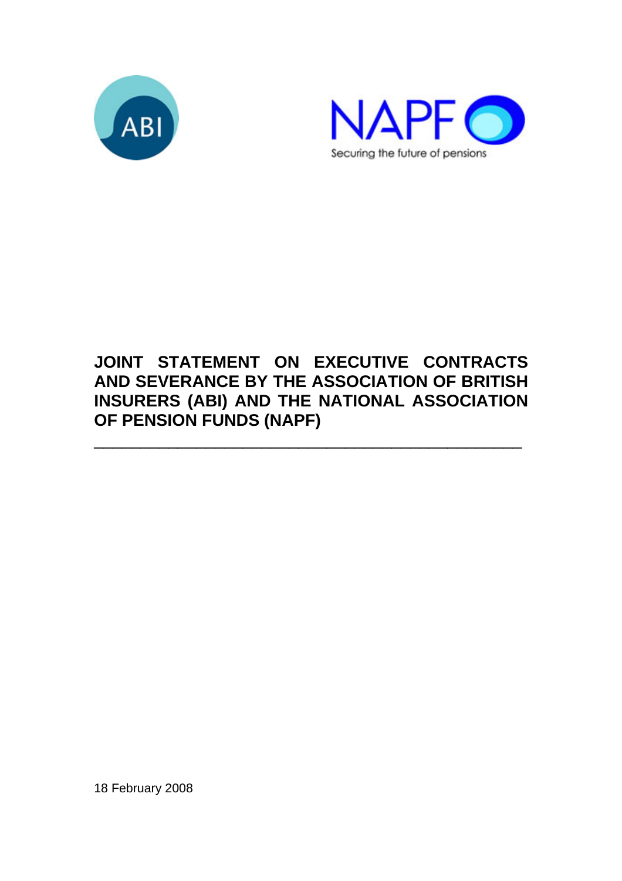ABI

NAPF

Securing the future of pensions

# JOINT STATEMENT ON EXECUTIVE CONTRACTS AND SEVERANCE BY THE ASSOCIATION OF BRITISH INSURERS (ABI) AND THE NATIONAL ASSOCIATION OF PENSION FUNDS (NAPF)

---

18 February 2008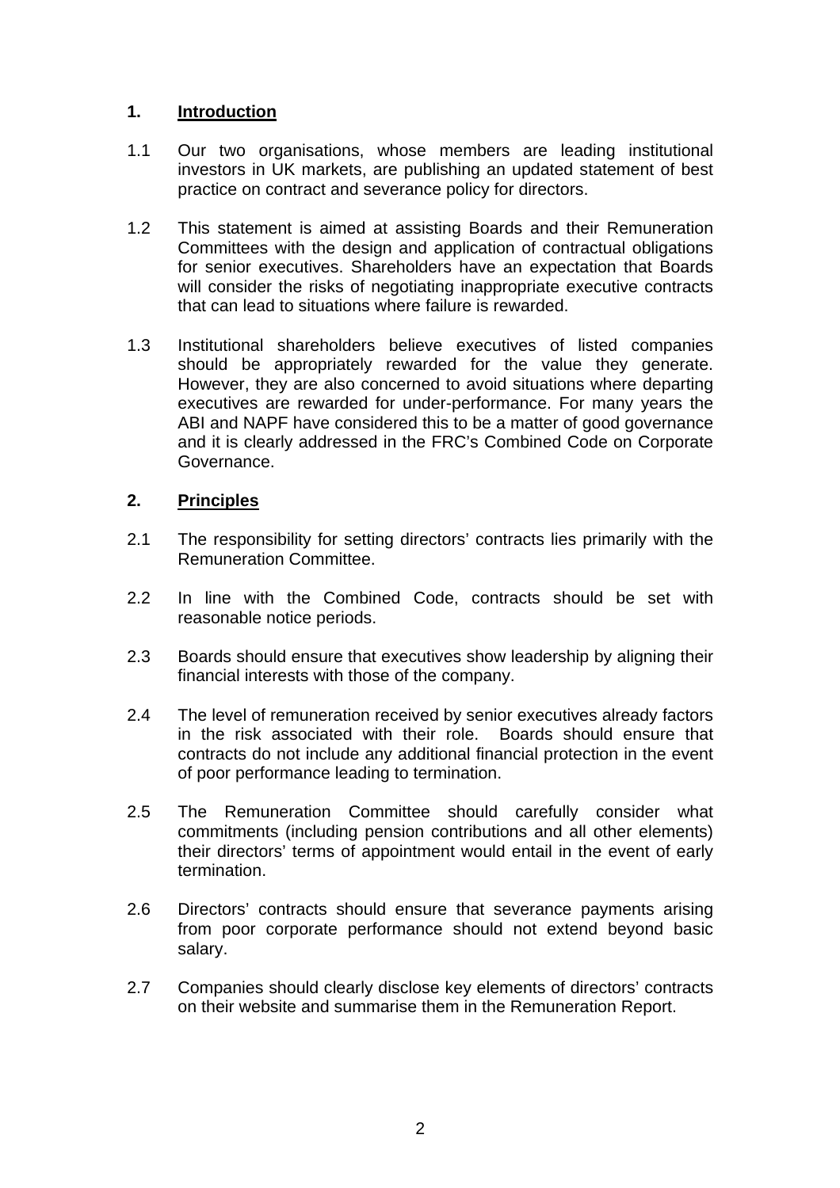## 1. Introduction

1.1 Our two organisations, whose members are leading institutional investors in UK markets, are publishing an updated statement of best practice on contract and severance policy for directors.

1.2 This statement is aimed at assisting Boards and their Remuneration Committees with the design and application of contractual obligations for senior executives. Shareholders have an expectation that Boards will consider the risks of negotiating inappropriate executive contracts that can lead to situations where failure is rewarded.

1.3 Institutional shareholders believe executives of listed companies should be appropriately rewarded for the value they generate. However, they are also concerned to avoid situations where departing executives are rewarded for under-performance. For many years the ABI and NAPF have considered this to be a matter of good governance and it is clearly addressed in the FRC's Combined Code on Corporate Governance.

## 2. Principles

2.1 The responsibility for setting directors' contracts lies primarily with the Remuneration Committee.

2.2 In line with the Combined Code, contracts should be set with reasonable notice periods.

2.3 Boards should ensure that executives show leadership by aligning their financial interests with those of the company.

2.4 The level of remuneration received by senior executives already factors in the risk associated with their role. Boards should ensure that contracts do not include any additional financial protection in the event of poor performance leading to termination.

2.5 The Remuneration Committee should carefully consider what commitments (including pension contributions and all other elements) their directors' terms of appointment would entail in the event of early termination.

2.6 Directors' contracts should ensure that severance payments arising from poor corporate performance should not extend beyond basic salary.

2.7 Companies should clearly disclose key elements of directors' contracts on their website and summarise them in the Remuneration Report.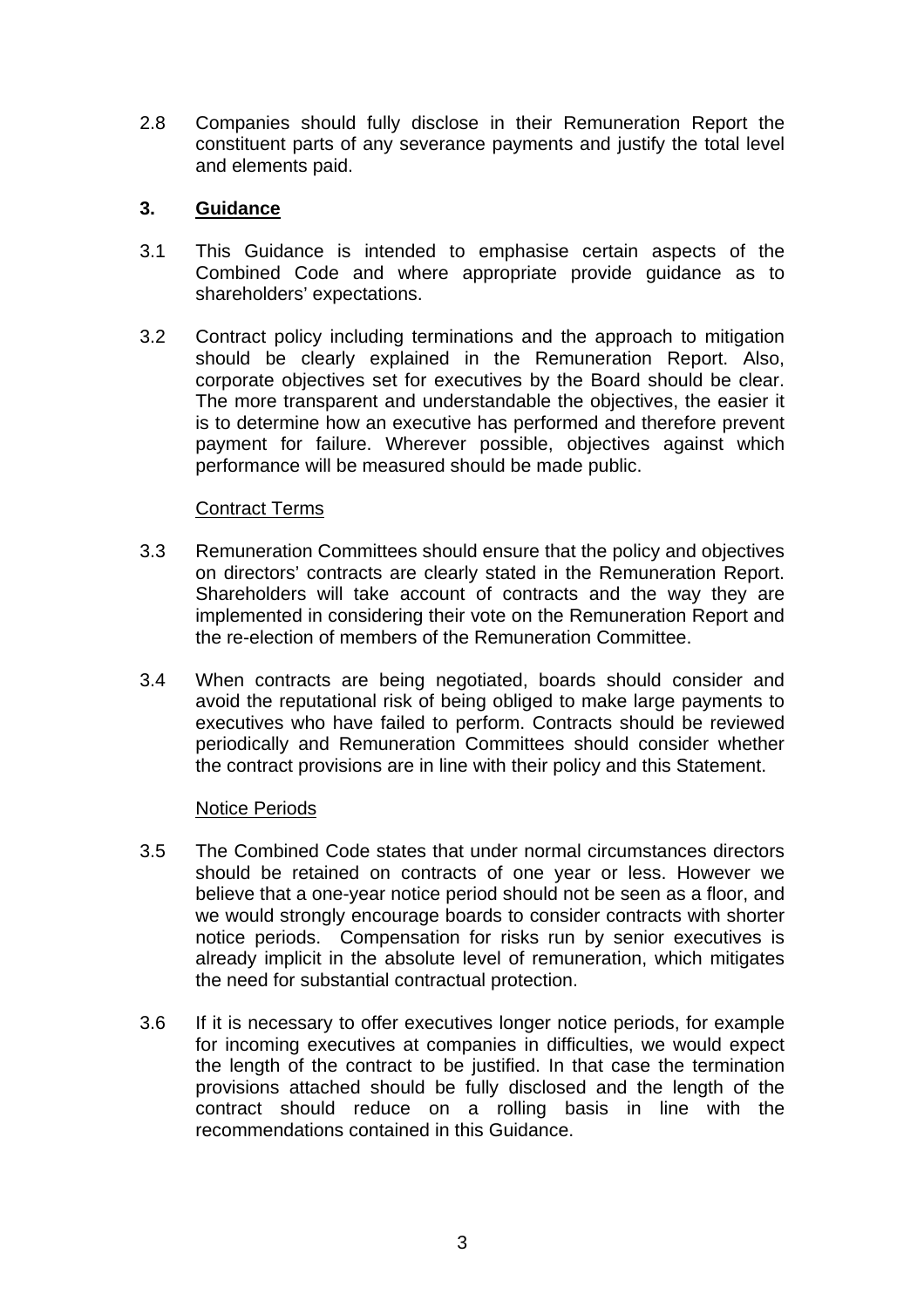2.8 Companies should fully disclose in their Remuneration Report the constituent parts of any severance payments and justify the total level and elements paid.

## 3. Guidance

3.1 This Guidance is intended to emphasise certain aspects of the Combined Code and where appropriate provide guidance as to shareholders' expectations.

3.2 Contract policy including terminations and the approach to mitigation should be clearly explained in the Remuneration Report. Also, corporate objectives set for executives by the Board should be clear. The more transparent and understandable the objectives, the easier it is to determine how an executive has performed and therefore prevent payment for failure. Wherever possible, objectives against which performance will be measured should be made public.

### Contract Terms

3.3 Remuneration Committees should ensure that the policy and objectives on directors' contracts are clearly stated in the Remuneration Report. Shareholders will take account of contracts and the way they are implemented in considering their vote on the Remuneration Report and the re-election of members of the Remuneration Committee.

3.4 When contracts are being negotiated, boards should consider and avoid the reputational risk of being obliged to make large payments to executives who have failed to perform. Contracts should be reviewed periodically and Remuneration Committees should consider whether the contract provisions are in line with their policy and this Statement.

### Notice Periods

3.5 The Combined Code states that under normal circumstances directors should be retained on contracts of one year or less. However we believe that a one-year notice period should not be seen as a floor, and we would strongly encourage boards to consider contracts with shorter notice periods. Compensation for risks run by senior executives is already implicit in the absolute level of remuneration, which mitigates the need for substantial contractual protection.

3.6 If it is necessary to offer executives longer notice periods, for example for incoming executives at companies in difficulties, we would expect the length of the contract to be justified. In that case the termination provisions attached should be fully disclosed and the length of the contract should reduce on a rolling basis in line with the recommendations contained in this Guidance.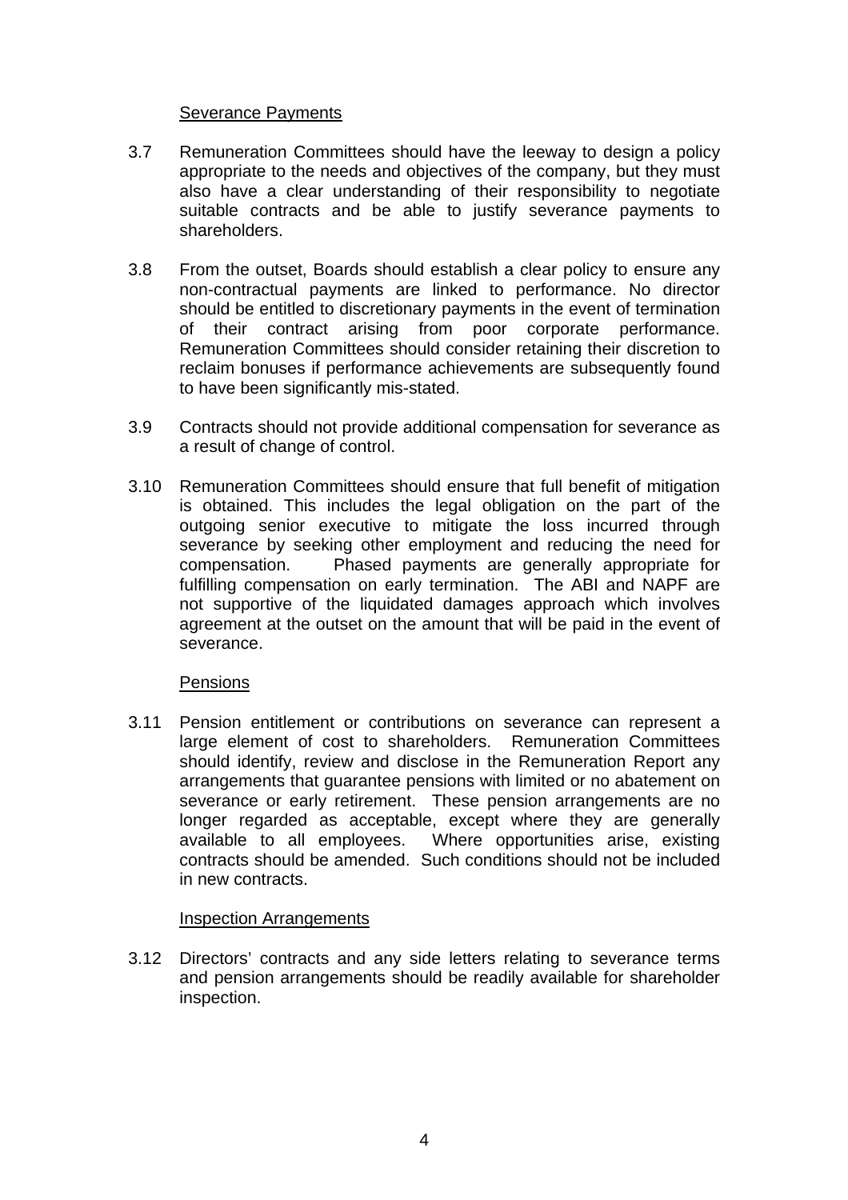<u>Severance Payments</u>

3.7 Remuneration Committees should have the leeway to design a policy appropriate to the needs and objectives of the company, but they must also have a clear understanding of their responsibility to negotiate suitable contracts and be able to justify severance payments to shareholders.

3.8 From the outset, Boards should establish a clear policy to ensure any non-contractual payments are linked to performance. No director should be entitled to discretionary payments in the event of termination of their contract arising from poor corporate performance. Remuneration Committees should consider retaining their discretion to reclaim bonuses if performance achievements are subsequently found to have been significantly mis-stated.

3.9 Contracts should not provide additional compensation for severance as a result of change of control.

3.10 Remuneration Committees should ensure that full benefit of mitigation is obtained. This includes the legal obligation on the part of the outgoing senior executive to mitigate the loss incurred through severance by seeking other employment and reducing the need for compensation. Phased payments are generally appropriate for fulfilling compensation on early termination. The ABI and NAPF are not supportive of the liquidated damages approach which involves agreement at the outset on the amount that will be paid in the event of severance.

<u>Pensions</u>

3.11 Pension entitlement or contributions on severance can represent a large element of cost to shareholders. Remuneration Committees should identify, review and disclose in the Remuneration Report any arrangements that guarantee pensions with limited or no abatement on severance or early retirement. These pension arrangements are no longer regarded as acceptable, except where they are generally available to all employees. Where opportunities arise, existing contracts should be amended. Such conditions should not be included in new contracts.

<u>Inspection Arrangements</u>

3.12 Directors' contracts and any side letters relating to severance terms and pension arrangements should be readily available for shareholder inspection.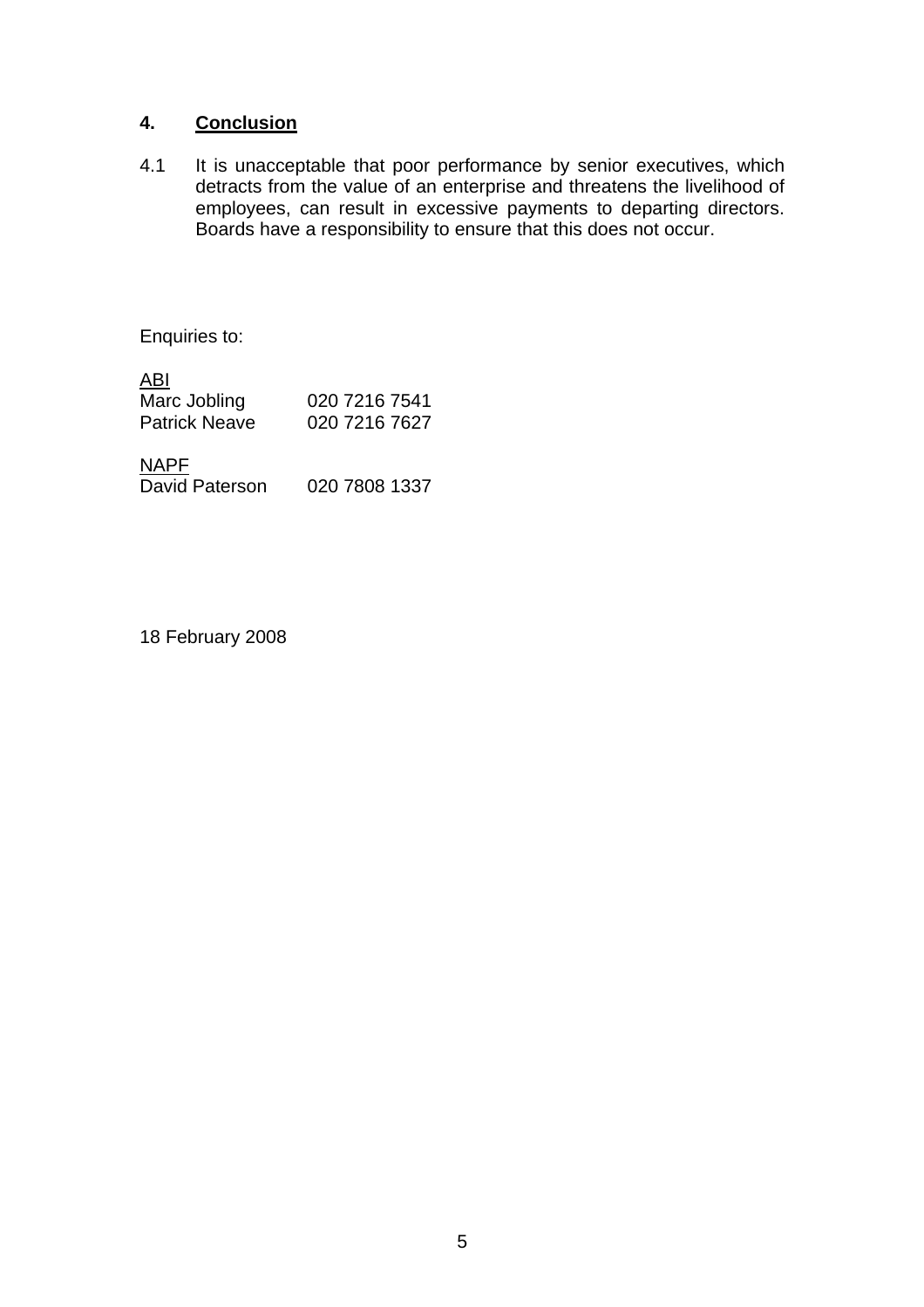## 4. Conclusion

4.1 It is unacceptable that poor performance by senior executives, which detracts from the value of an enterprise and threatens the livelihood of employees, can result in excessive payments to departing directors. Boards have a responsibility to ensure that this does not occur.

Enquiries to:

<u>ABI</u>

| | |
|---|---|
| Marc Jobling | 020 7216 7541 |
| Patrick Neave | 020 7216 7627 |

<u>NAPF</u>

| | |
|---|---|
| David Paterson | 020 7808 1337 |

18 February 2008